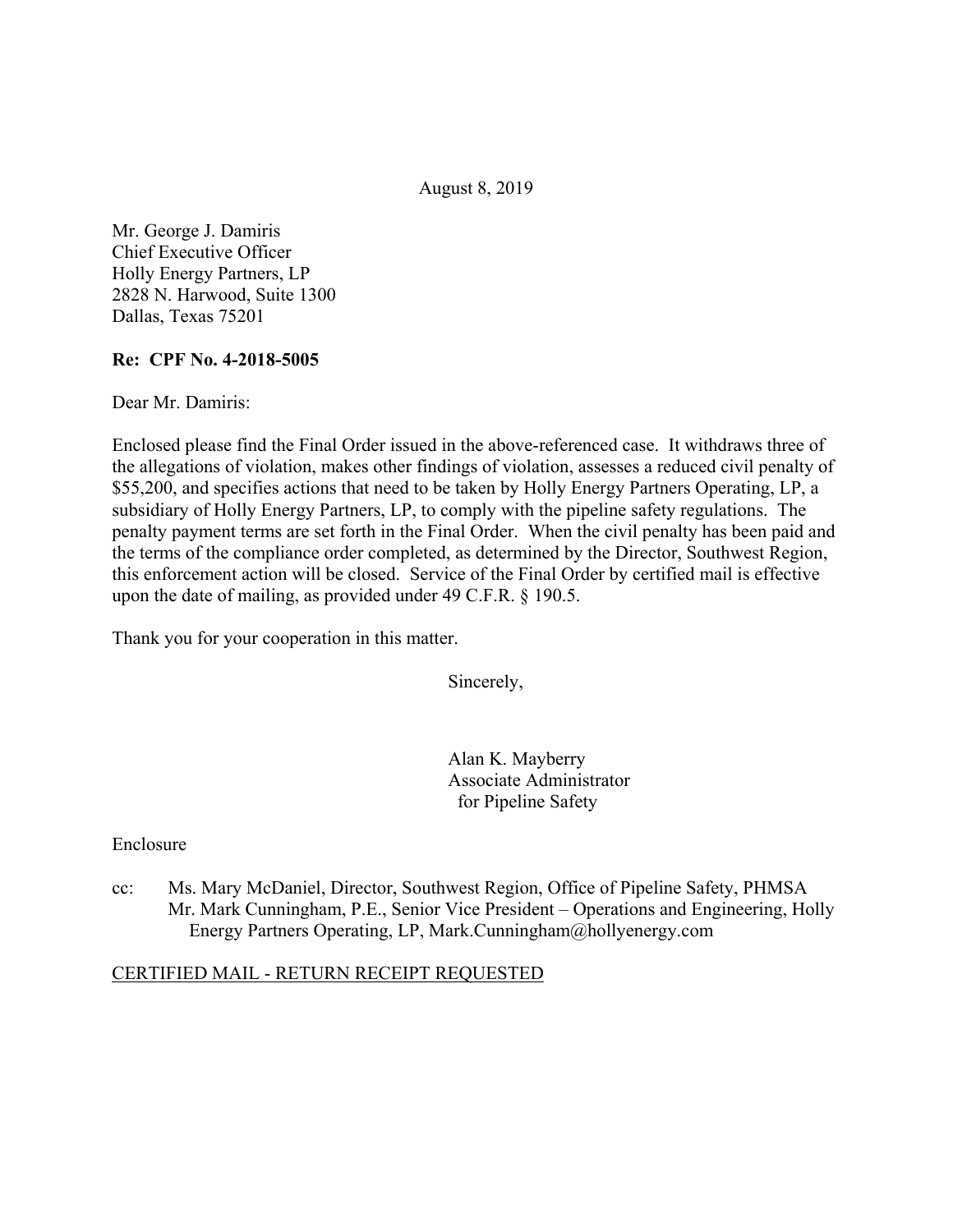August 8, 2019

Mr. George J. Damiris
Chief Executive Officer
Holly Energy Partners, LP
2828 N. Harwood, Suite 1300
Dallas, Texas 75201

**Re: CPF No. 4-2018-5005**

Dear Mr. Damiris:

Enclosed please find the Final Order issued in the above-referenced case. It withdraws three of the allegations of violation, makes other findings of violation, assesses a reduced civil penalty of $55,200, and specifies actions that need to be taken by Holly Energy Partners Operating, LP, a subsidiary of Holly Energy Partners, LP, to comply with the pipeline safety regulations. The penalty payment terms are set forth in the Final Order. When the civil penalty has been paid and the terms of the compliance order completed, as determined by the Director, Southwest Region, this enforcement action will be closed. Service of the Final Order by certified mail is effective upon the date of mailing, as provided under 49 C.F.R. § 190.5.

Thank you for your cooperation in this matter.

Sincerely,

Alan K. Mayberry
Associate Administrator
for Pipeline Safety

Enclosure

cc: Ms. Mary McDaniel, Director, Southwest Region, Office of Pipeline Safety, PHMSA
Mr. Mark Cunningham, P.E., Senior Vice President – Operations and Engineering, Holly Energy Partners Operating, LP, Mark.Cunningham@hollyenergy.com

CERTIFIED MAIL - RETURN RECEIPT REQUESTED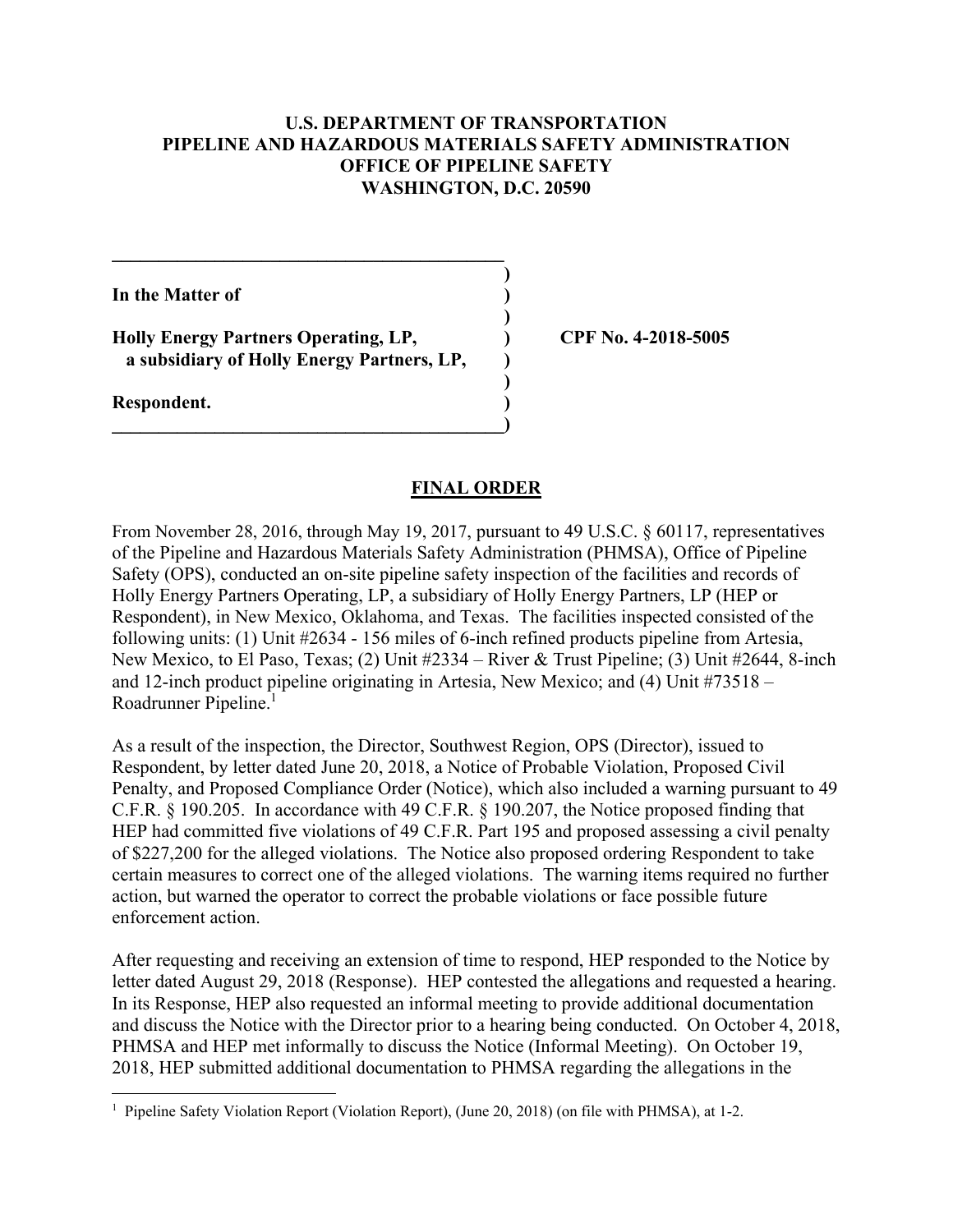**U.S. DEPARTMENT OF TRANSPORTATION**
**PIPELINE AND HAZARDOUS MATERIALS SAFETY ADMINISTRATION**
**OFFICE OF PIPELINE SAFETY**
**WASHINGTON, D.C. 20590**

| | |
|---|---|
| **In the Matter of** | |
| **Holly Energy Partners Operating, LP, a subsidiary of Holly Energy Partners, LP,** | **CPF No. 4-2018-5005** |
| **Respondent.** | |

## FINAL ORDER

From November 28, 2016, through May 19, 2017, pursuant to 49 U.S.C. § 60117, representatives of the Pipeline and Hazardous Materials Safety Administration (PHMSA), Office of Pipeline Safety (OPS), conducted an on-site pipeline safety inspection of the facilities and records of Holly Energy Partners Operating, LP, a subsidiary of Holly Energy Partners, LP (HEP or Respondent), in New Mexico, Oklahoma, and Texas. The facilities inspected consisted of the following units: (1) Unit #2634 - 156 miles of 6-inch refined products pipeline from Artesia, New Mexico, to El Paso, Texas; (2) Unit #2334 – River & Trust Pipeline; (3) Unit #2644, 8-inch and 12-inch product pipeline originating in Artesia, New Mexico; and (4) Unit #73518 – Roadrunner Pipeline.[1]

As a result of the inspection, the Director, Southwest Region, OPS (Director), issued to Respondent, by letter dated June 20, 2018, a Notice of Probable Violation, Proposed Civil Penalty, and Proposed Compliance Order (Notice), which also included a warning pursuant to 49 C.F.R. § 190.205. In accordance with 49 C.F.R. § 190.207, the Notice proposed finding that HEP had committed five violations of 49 C.F.R. Part 195 and proposed assessing a civil penalty of $227,200 for the alleged violations. The Notice also proposed ordering Respondent to take certain measures to correct one of the alleged violations. The warning items required no further action, but warned the operator to correct the probable violations or face possible future enforcement action.

After requesting and receiving an extension of time to respond, HEP responded to the Notice by letter dated August 29, 2018 (Response). HEP contested the allegations and requested a hearing. In its Response, HEP also requested an informal meeting to provide additional documentation and discuss the Notice with the Director prior to a hearing being conducted. On October 4, 2018, PHMSA and HEP met informally to discuss the Notice (Informal Meeting). On October 19, 2018, HEP submitted additional documentation to PHMSA regarding the allegations in the

[1] Pipeline Safety Violation Report (Violation Report), (June 20, 2018) (on file with PHMSA), at 1-2.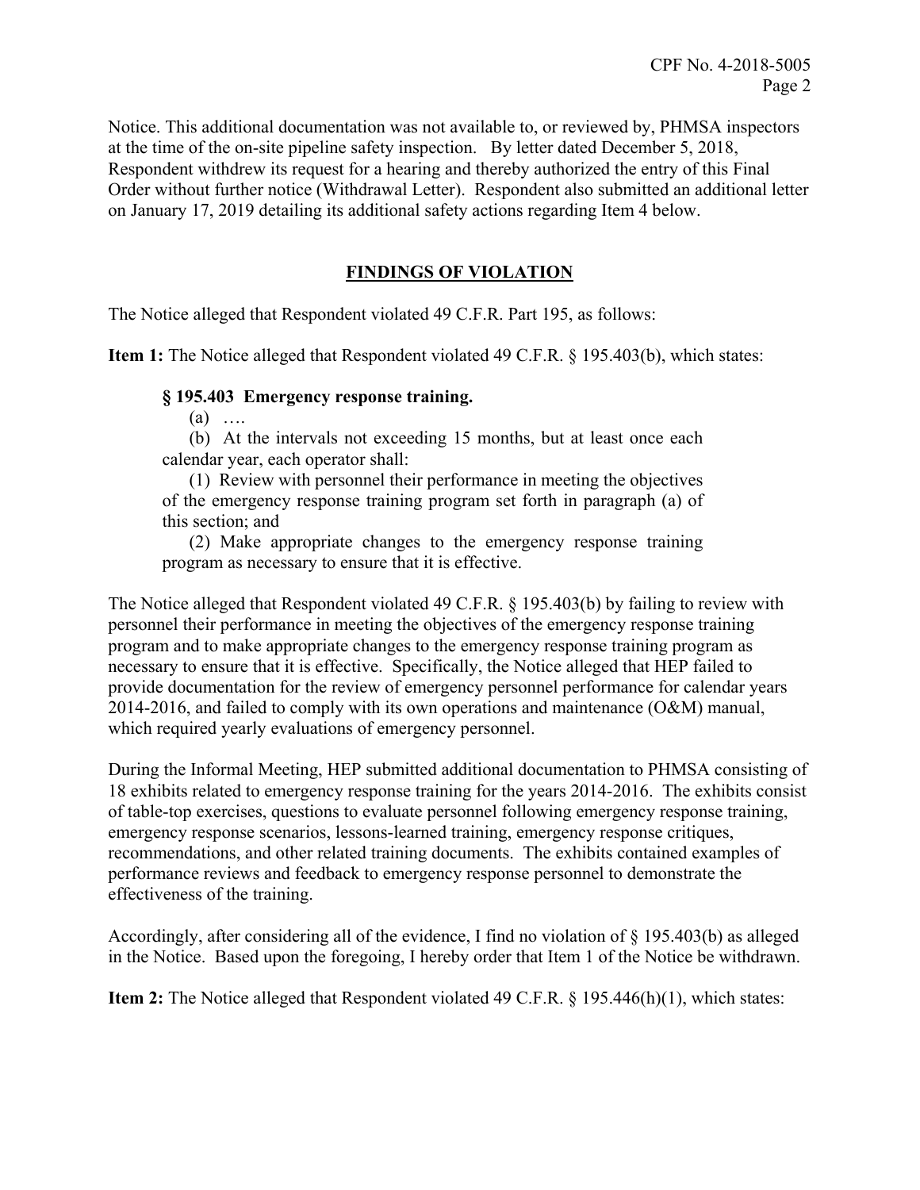Notice. This additional documentation was not available to, or reviewed by, PHMSA inspectors at the time of the on-site pipeline safety inspection. By letter dated December 5, 2018, Respondent withdrew its request for a hearing and thereby authorized the entry of this Final Order without further notice (Withdrawal Letter). Respondent also submitted an additional letter on January 17, 2019 detailing its additional safety actions regarding Item 4 below.

## FINDINGS OF VIOLATION

The Notice alleged that Respondent violated 49 C.F.R. Part 195, as follows:

**Item 1:** The Notice alleged that Respondent violated 49 C.F.R. § 195.403(b), which states:

> **§ 195.403 Emergency response training.**
>
> (a) ….
>
> (b) At the intervals not exceeding 15 months, but at least once each calendar year, each operator shall:
>
> (1) Review with personnel their performance in meeting the objectives of the emergency response training program set forth in paragraph (a) of this section; and
>
> (2) Make appropriate changes to the emergency response training program as necessary to ensure that it is effective.

The Notice alleged that Respondent violated 49 C.F.R. § 195.403(b) by failing to review with personnel their performance in meeting the objectives of the emergency response training program and to make appropriate changes to the emergency response training program as necessary to ensure that it is effective. Specifically, the Notice alleged that HEP failed to provide documentation for the review of emergency personnel performance for calendar years 2014-2016, and failed to comply with its own operations and maintenance (O&M) manual, which required yearly evaluations of emergency personnel.

During the Informal Meeting, HEP submitted additional documentation to PHMSA consisting of 18 exhibits related to emergency response training for the years 2014-2016. The exhibits consist of table-top exercises, questions to evaluate personnel following emergency response training, emergency response scenarios, lessons-learned training, emergency response critiques, recommendations, and other related training documents. The exhibits contained examples of performance reviews and feedback to emergency response personnel to demonstrate the effectiveness of the training.

Accordingly, after considering all of the evidence, I find no violation of § 195.403(b) as alleged in the Notice. Based upon the foregoing, I hereby order that Item 1 of the Notice be withdrawn.

**Item 2:** The Notice alleged that Respondent violated 49 C.F.R. § 195.446(h)(1), which states: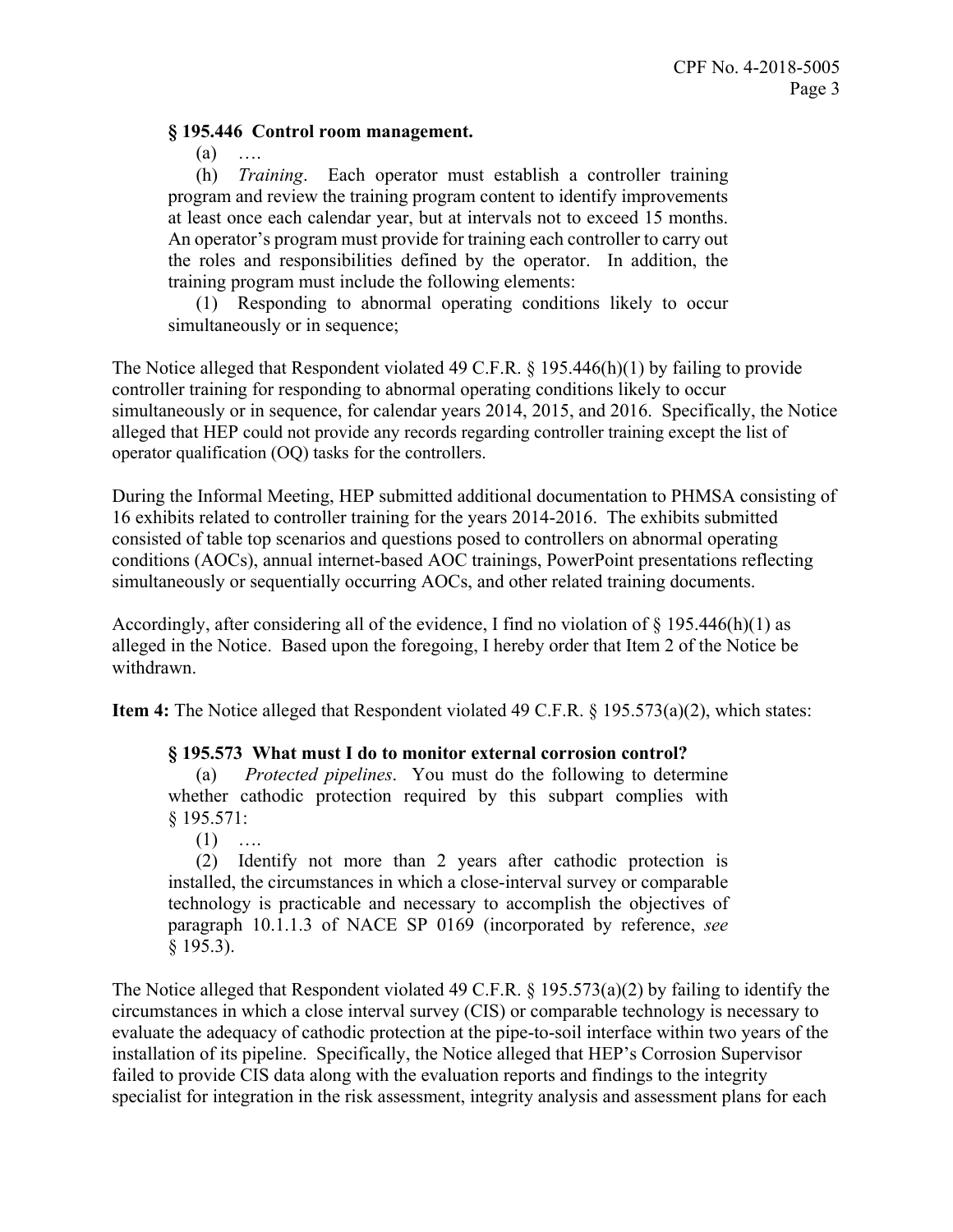> **§ 195.446 Control room management.**
>
> (a) ….
>
> (h) *Training*. Each operator must establish a controller training program and review the training program content to identify improvements at least once each calendar year, but at intervals not to exceed 15 months. An operator's program must provide for training each controller to carry out the roles and responsibilities defined by the operator. In addition, the training program must include the following elements:
>
> (1) Responding to abnormal operating conditions likely to occur simultaneously or in sequence;

The Notice alleged that Respondent violated 49 C.F.R. § 195.446(h)(1) by failing to provide controller training for responding to abnormal operating conditions likely to occur simultaneously or in sequence, for calendar years 2014, 2015, and 2016. Specifically, the Notice alleged that HEP could not provide any records regarding controller training except the list of operator qualification (OQ) tasks for the controllers.

During the Informal Meeting, HEP submitted additional documentation to PHMSA consisting of 16 exhibits related to controller training for the years 2014-2016. The exhibits submitted consisted of table top scenarios and questions posed to controllers on abnormal operating conditions (AOCs), annual internet-based AOC trainings, PowerPoint presentations reflecting simultaneously or sequentially occurring AOCs, and other related training documents.

Accordingly, after considering all of the evidence, I find no violation of § 195.446(h)(1) as alleged in the Notice. Based upon the foregoing, I hereby order that Item 2 of the Notice be withdrawn.

**Item 4:** The Notice alleged that Respondent violated 49 C.F.R. § 195.573(a)(2), which states:

> **§ 195.573 What must I do to monitor external corrosion control?**
>
> (a) *Protected pipelines*. You must do the following to determine whether cathodic protection required by this subpart complies with § 195.571:
>
> (1) ….
>
> (2) Identify not more than 2 years after cathodic protection is installed, the circumstances in which a close-interval survey or comparable technology is practicable and necessary to accomplish the objectives of paragraph 10.1.1.3 of NACE SP 0169 (incorporated by reference, *see* § 195.3).

The Notice alleged that Respondent violated 49 C.F.R. § 195.573(a)(2) by failing to identify the circumstances in which a close interval survey (CIS) or comparable technology is necessary to evaluate the adequacy of cathodic protection at the pipe-to-soil interface within two years of the installation of its pipeline. Specifically, the Notice alleged that HEP's Corrosion Supervisor failed to provide CIS data along with the evaluation reports and findings to the integrity specialist for integration in the risk assessment, integrity analysis and assessment plans for each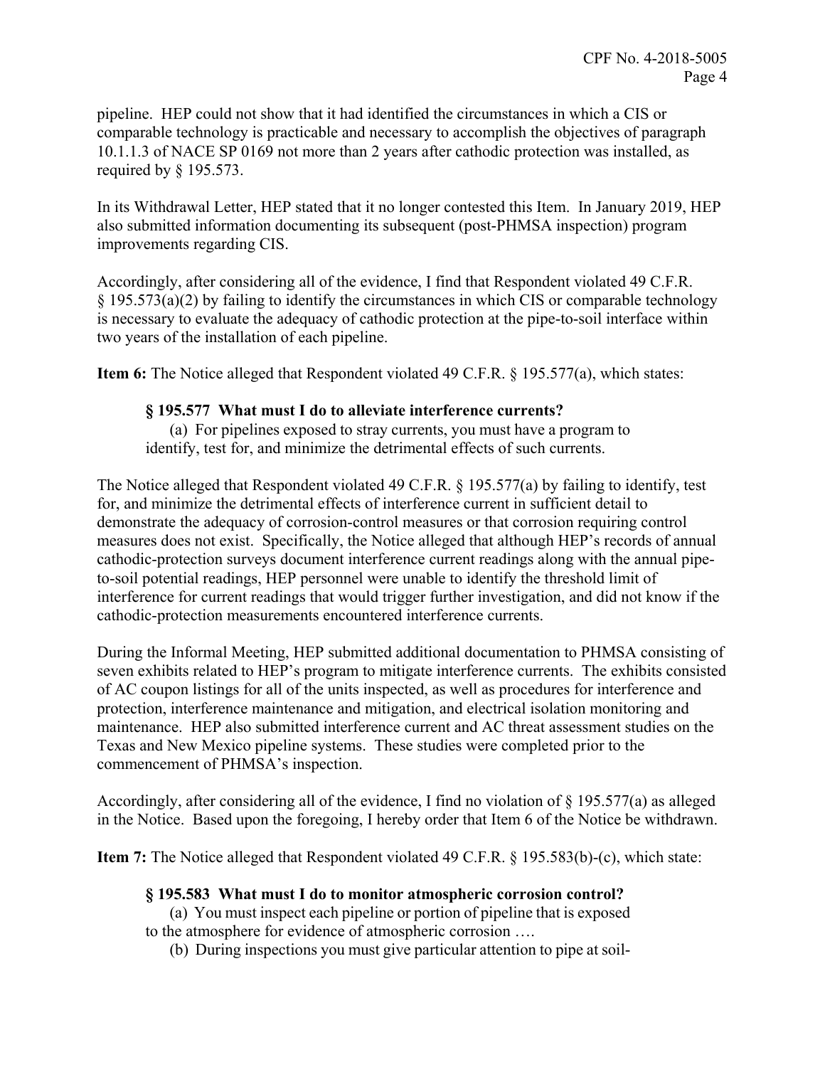pipeline. HEP could not show that it had identified the circumstances in which a CIS or comparable technology is practicable and necessary to accomplish the objectives of paragraph 10.1.1.3 of NACE SP 0169 not more than 2 years after cathodic protection was installed, as required by § 195.573.

In its Withdrawal Letter, HEP stated that it no longer contested this Item. In January 2019, HEP also submitted information documenting its subsequent (post-PHMSA inspection) program improvements regarding CIS.

Accordingly, after considering all of the evidence, I find that Respondent violated 49 C.F.R. § 195.573(a)(2) by failing to identify the circumstances in which CIS or comparable technology is necessary to evaluate the adequacy of cathodic protection at the pipe-to-soil interface within two years of the installation of each pipeline.

**Item 6:** The Notice alleged that Respondent violated 49 C.F.R. § 195.577(a), which states:

> **§ 195.577 What must I do to alleviate interference currents?**
>
> (a) For pipelines exposed to stray currents, you must have a program to identify, test for, and minimize the detrimental effects of such currents.

The Notice alleged that Respondent violated 49 C.F.R. § 195.577(a) by failing to identify, test for, and minimize the detrimental effects of interference current in sufficient detail to demonstrate the adequacy of corrosion-control measures or that corrosion requiring control measures does not exist. Specifically, the Notice alleged that although HEP's records of annual cathodic-protection surveys document interference current readings along with the annual pipe-to-soil potential readings, HEP personnel were unable to identify the threshold limit of interference for current readings that would trigger further investigation, and did not know if the cathodic-protection measurements encountered interference currents.

During the Informal Meeting, HEP submitted additional documentation to PHMSA consisting of seven exhibits related to HEP's program to mitigate interference currents. The exhibits consisted of AC coupon listings for all of the units inspected, as well as procedures for interference and protection, interference maintenance and mitigation, and electrical isolation monitoring and maintenance. HEP also submitted interference current and AC threat assessment studies on the Texas and New Mexico pipeline systems. These studies were completed prior to the commencement of PHMSA's inspection.

Accordingly, after considering all of the evidence, I find no violation of § 195.577(a) as alleged in the Notice. Based upon the foregoing, I hereby order that Item 6 of the Notice be withdrawn.

**Item 7:** The Notice alleged that Respondent violated 49 C.F.R. § 195.583(b)-(c), which state:

> **§ 195.583 What must I do to monitor atmospheric corrosion control?**
>
> (a) You must inspect each pipeline or portion of pipeline that is exposed to the atmosphere for evidence of atmospheric corrosion ….
>
> (b) During inspections you must give particular attention to pipe at soil-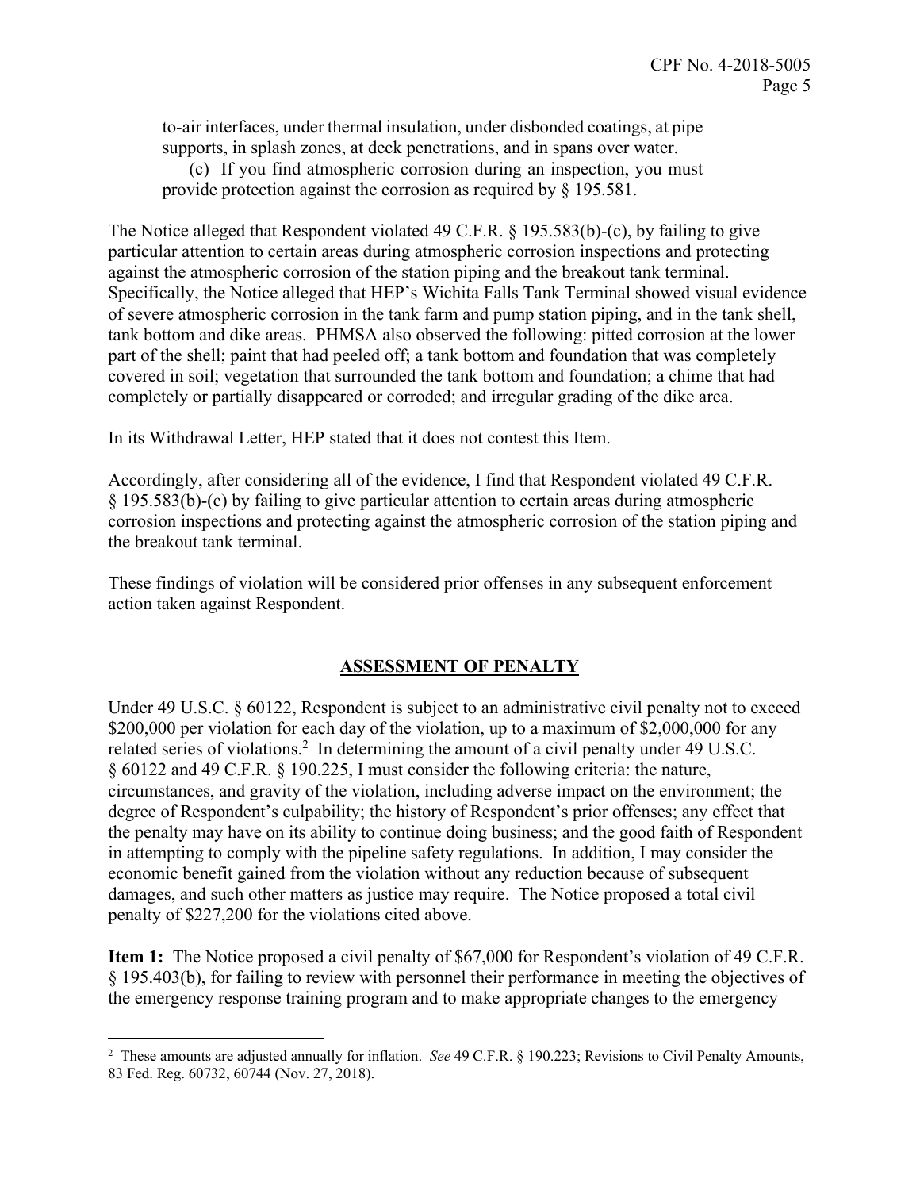to-air interfaces, under thermal insulation, under disbonded coatings, at pipe supports, in splash zones, at deck penetrations, and in spans over water.

(c) If you find atmospheric corrosion during an inspection, you must provide protection against the corrosion as required by § 195.581.

The Notice alleged that Respondent violated 49 C.F.R. § 195.583(b)-(c), by failing to give particular attention to certain areas during atmospheric corrosion inspections and protecting against the atmospheric corrosion of the station piping and the breakout tank terminal. Specifically, the Notice alleged that HEP's Wichita Falls Tank Terminal showed visual evidence of severe atmospheric corrosion in the tank farm and pump station piping, and in the tank shell, tank bottom and dike areas. PHMSA also observed the following: pitted corrosion at the lower part of the shell; paint that had peeled off; a tank bottom and foundation that was completely covered in soil; vegetation that surrounded the tank bottom and foundation; a chime that had completely or partially disappeared or corroded; and irregular grading of the dike area.

In its Withdrawal Letter, HEP stated that it does not contest this Item.

Accordingly, after considering all of the evidence, I find that Respondent violated 49 C.F.R. § 195.583(b)-(c) by failing to give particular attention to certain areas during atmospheric corrosion inspections and protecting against the atmospheric corrosion of the station piping and the breakout tank terminal.

These findings of violation will be considered prior offenses in any subsequent enforcement action taken against Respondent.

## ASSESSMENT OF PENALTY

Under 49 U.S.C. § 60122, Respondent is subject to an administrative civil penalty not to exceed $200,000 per violation for each day of the violation, up to a maximum of $2,000,000 for any related series of violations.[2] In determining the amount of a civil penalty under 49 U.S.C. § 60122 and 49 C.F.R. § 190.225, I must consider the following criteria: the nature, circumstances, and gravity of the violation, including adverse impact on the environment; the degree of Respondent's culpability; the history of Respondent's prior offenses; any effect that the penalty may have on its ability to continue doing business; and the good faith of Respondent in attempting to comply with the pipeline safety regulations. In addition, I may consider the economic benefit gained from the violation without any reduction because of subsequent damages, and such other matters as justice may require. The Notice proposed a total civil penalty of $227,200 for the violations cited above.

**Item 1:** The Notice proposed a civil penalty of $67,000 for Respondent's violation of 49 C.F.R. § 195.403(b), for failing to review with personnel their performance in meeting the objectives of the emergency response training program and to make appropriate changes to the emergency

---

[2] These amounts are adjusted annually for inflation. *See* 49 C.F.R. § 190.223; Revisions to Civil Penalty Amounts, 83 Fed. Reg. 60732, 60744 (Nov. 27, 2018).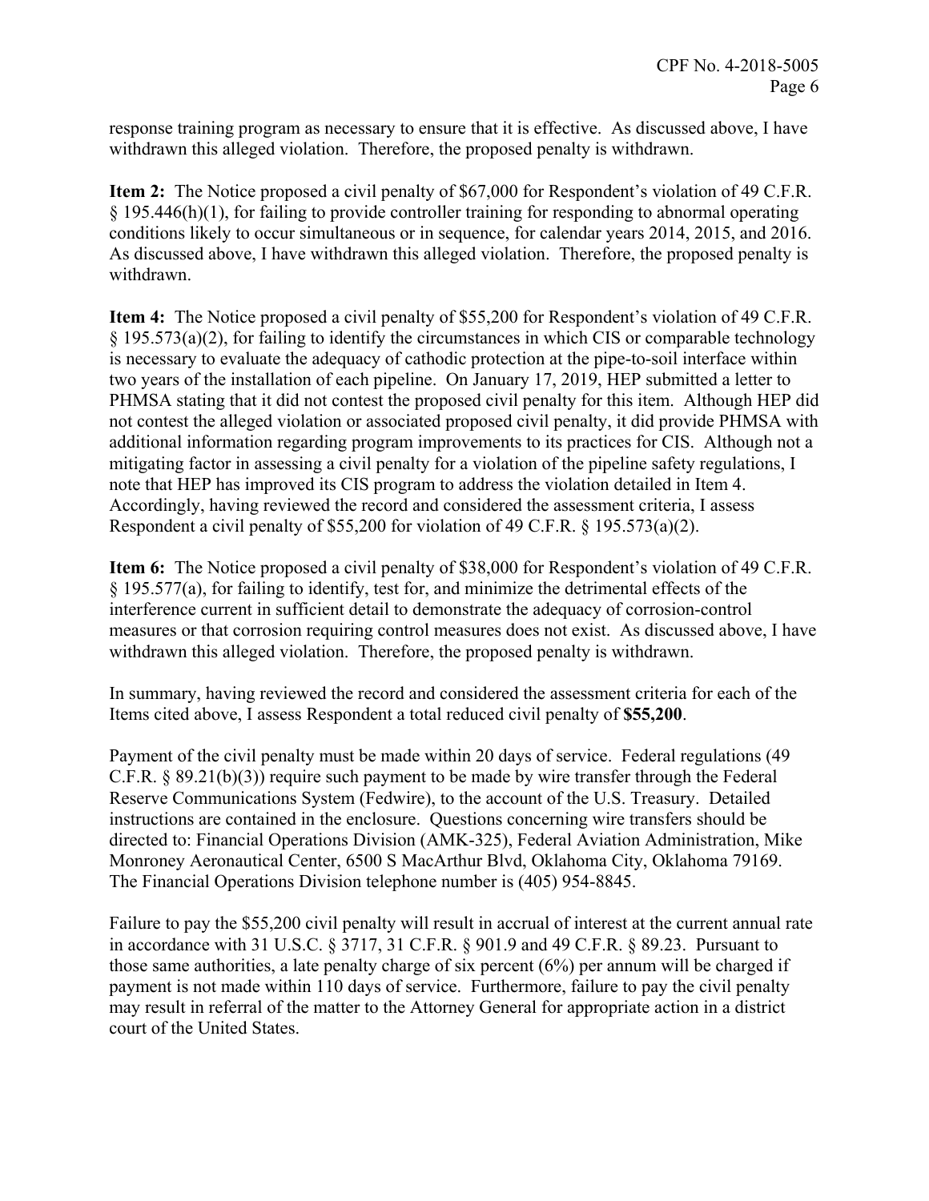response training program as necessary to ensure that it is effective. As discussed above, I have withdrawn this alleged violation. Therefore, the proposed penalty is withdrawn.

**Item 2:** The Notice proposed a civil penalty of $67,000 for Respondent's violation of 49 C.F.R. § 195.446(h)(1), for failing to provide controller training for responding to abnormal operating conditions likely to occur simultaneous or in sequence, for calendar years 2014, 2015, and 2016. As discussed above, I have withdrawn this alleged violation. Therefore, the proposed penalty is withdrawn.

**Item 4:** The Notice proposed a civil penalty of $55,200 for Respondent's violation of 49 C.F.R. § 195.573(a)(2), for failing to identify the circumstances in which CIS or comparable technology is necessary to evaluate the adequacy of cathodic protection at the pipe-to-soil interface within two years of the installation of each pipeline. On January 17, 2019, HEP submitted a letter to PHMSA stating that it did not contest the proposed civil penalty for this item. Although HEP did not contest the alleged violation or associated proposed civil penalty, it did provide PHMSA with additional information regarding program improvements to its practices for CIS. Although not a mitigating factor in assessing a civil penalty for a violation of the pipeline safety regulations, I note that HEP has improved its CIS program to address the violation detailed in Item 4. Accordingly, having reviewed the record and considered the assessment criteria, I assess Respondent a civil penalty of $55,200 for violation of 49 C.F.R. § 195.573(a)(2).

**Item 6:** The Notice proposed a civil penalty of $38,000 for Respondent's violation of 49 C.F.R. § 195.577(a), for failing to identify, test for, and minimize the detrimental effects of the interference current in sufficient detail to demonstrate the adequacy of corrosion-control measures or that corrosion requiring control measures does not exist. As discussed above, I have withdrawn this alleged violation. Therefore, the proposed penalty is withdrawn.

In summary, having reviewed the record and considered the assessment criteria for each of the Items cited above, I assess Respondent a total reduced civil penalty of **$55,200**.

Payment of the civil penalty must be made within 20 days of service. Federal regulations (49 C.F.R. § 89.21(b)(3)) require such payment to be made by wire transfer through the Federal Reserve Communications System (Fedwire), to the account of the U.S. Treasury. Detailed instructions are contained in the enclosure. Questions concerning wire transfers should be directed to: Financial Operations Division (AMK-325), Federal Aviation Administration, Mike Monroney Aeronautical Center, 6500 S MacArthur Blvd, Oklahoma City, Oklahoma 79169. The Financial Operations Division telephone number is (405) 954-8845.

Failure to pay the $55,200 civil penalty will result in accrual of interest at the current annual rate in accordance with 31 U.S.C. § 3717, 31 C.F.R. § 901.9 and 49 C.F.R. § 89.23. Pursuant to those same authorities, a late penalty charge of six percent (6%) per annum will be charged if payment is not made within 110 days of service. Furthermore, failure to pay the civil penalty may result in referral of the matter to the Attorney General for appropriate action in a district court of the United States.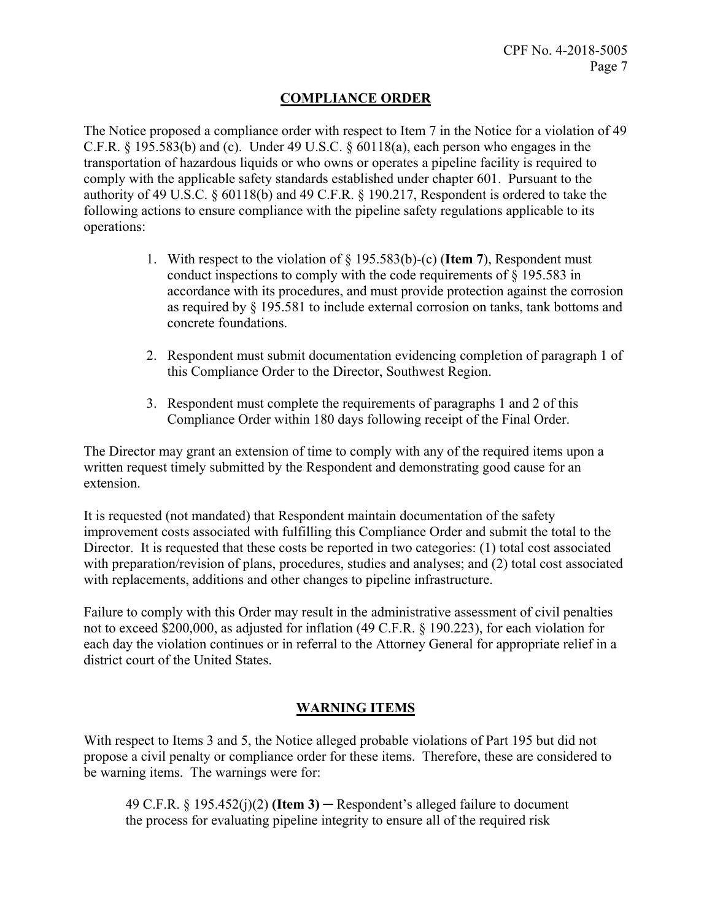## COMPLIANCE ORDER

The Notice proposed a compliance order with respect to Item 7 in the Notice for a violation of 49 C.F.R. § 195.583(b) and (c). Under 49 U.S.C. § 60118(a), each person who engages in the transportation of hazardous liquids or who owns or operates a pipeline facility is required to comply with the applicable safety standards established under chapter 601. Pursuant to the authority of 49 U.S.C. § 60118(b) and 49 C.F.R. § 190.217, Respondent is ordered to take the following actions to ensure compliance with the pipeline safety regulations applicable to its operations:

1. With respect to the violation of § 195.583(b)-(c) (**Item 7**), Respondent must conduct inspections to comply with the code requirements of § 195.583 in accordance with its procedures, and must provide protection against the corrosion as required by § 195.581 to include external corrosion on tanks, tank bottoms and concrete foundations.

2. Respondent must submit documentation evidencing completion of paragraph 1 of this Compliance Order to the Director, Southwest Region.

3. Respondent must complete the requirements of paragraphs 1 and 2 of this Compliance Order within 180 days following receipt of the Final Order.

The Director may grant an extension of time to comply with any of the required items upon a written request timely submitted by the Respondent and demonstrating good cause for an extension.

It is requested (not mandated) that Respondent maintain documentation of the safety improvement costs associated with fulfilling this Compliance Order and submit the total to the Director. It is requested that these costs be reported in two categories: (1) total cost associated with preparation/revision of plans, procedures, studies and analyses; and (2) total cost associated with replacements, additions and other changes to pipeline infrastructure.

Failure to comply with this Order may result in the administrative assessment of civil penalties not to exceed $200,000, as adjusted for inflation (49 C.F.R. § 190.223), for each violation for each day the violation continues or in referral to the Attorney General for appropriate relief in a district court of the United States.

## WARNING ITEMS

With respect to Items 3 and 5, the Notice alleged probable violations of Part 195 but did not propose a civil penalty or compliance order for these items. Therefore, these are considered to be warning items. The warnings were for:

49 C.F.R. § 195.452(j)(2) **(Item 3)** ─ Respondent's alleged failure to document the process for evaluating pipeline integrity to ensure all of the required risk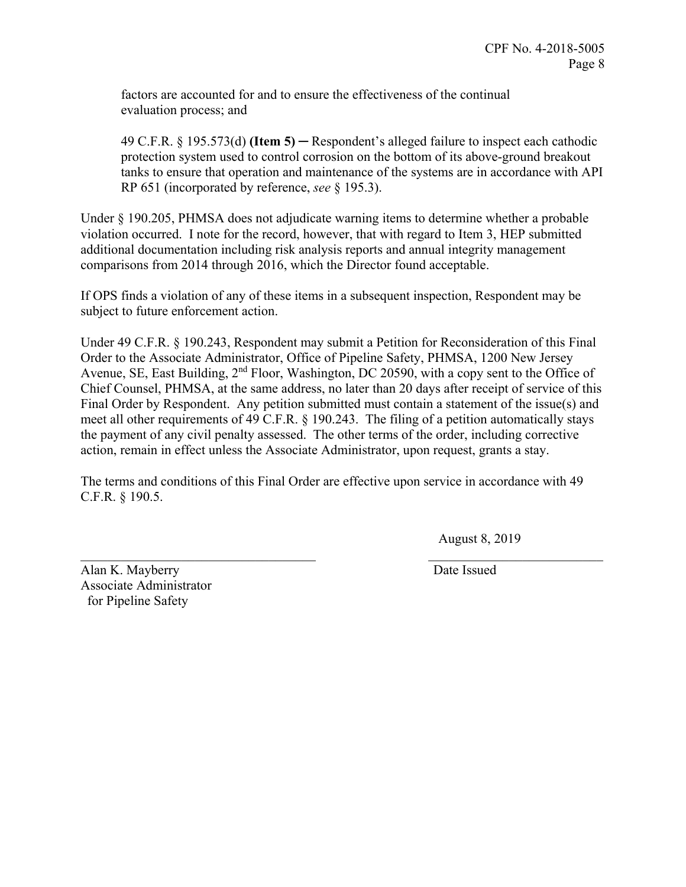factors are accounted for and to ensure the effectiveness of the continual evaluation process; and

49 C.F.R. § 195.573(d) **(Item 5)** ─ Respondent's alleged failure to inspect each cathodic protection system used to control corrosion on the bottom of its above-ground breakout tanks to ensure that operation and maintenance of the systems are in accordance with API RP 651 (incorporated by reference, *see* § 195.3).

Under § 190.205, PHMSA does not adjudicate warning items to determine whether a probable violation occurred. I note for the record, however, that with regard to Item 3, HEP submitted additional documentation including risk analysis reports and annual integrity management comparisons from 2014 through 2016, which the Director found acceptable.

If OPS finds a violation of any of these items in a subsequent inspection, Respondent may be subject to future enforcement action.

Under 49 C.F.R. § 190.243, Respondent may submit a Petition for Reconsideration of this Final Order to the Associate Administrator, Office of Pipeline Safety, PHMSA, 1200 New Jersey Avenue, SE, East Building, 2nd Floor, Washington, DC 20590, with a copy sent to the Office of Chief Counsel, PHMSA, at the same address, no later than 20 days after receipt of service of this Final Order by Respondent. Any petition submitted must contain a statement of the issue(s) and meet all other requirements of 49 C.F.R. § 190.243. The filing of a petition automatically stays the payment of any civil penalty assessed. The other terms of the order, including corrective action, remain in effect unless the Associate Administrator, upon request, grants a stay.

The terms and conditions of this Final Order are effective upon service in accordance with 49 C.F.R. § 190.5.

August 8, 2019

\_\_\_\_\_\_\_\_\_\_\_\_\_\_\_\_\_\_\_\_\_\_\_\_\_\_\_\_\_\_\_\_\_\_\_ \_\_\_\_\_\_\_\_\_\_\_\_\_\_\_\_\_\_\_\_\_\_\_\_\_\_

Alan K. Mayberry
Associate Administrator
for Pipeline Safety

Date Issued